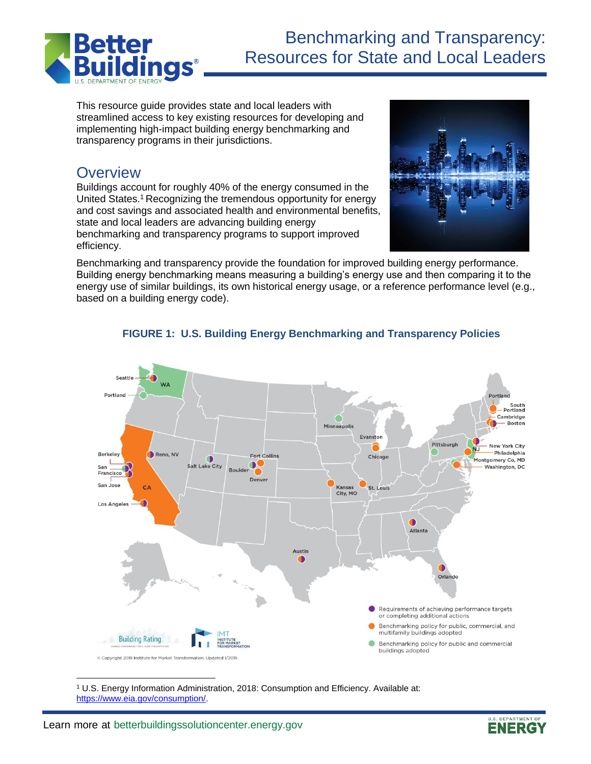# Benchmarking and Transparency: Resources for State and Local Leaders

This resource guide provides state and local leaders with streamlined access to key existing resources for developing and implementing high-impact building energy benchmarking and transparency programs in their jurisdictions.

## Overview

Buildings account for roughly 40% of the energy consumed in the United States.[1] Recognizing the tremendous opportunity for energy and cost savings and associated health and environmental benefits, state and local leaders are advancing building energy benchmarking and transparency programs to support improved efficiency.

Benchmarking and transparency provide the foundation for improved building energy performance. Building energy benchmarking means measuring a building's energy use and then comparing it to the energy use of similar buildings, its own historical energy usage, or a reference performance level (e.g., based on a building energy code).

**FIGURE 1: U.S. Building Energy Benchmarking and Transparency Policies**

[1] U.S. Energy Information Administration, 2018: Consumption and Efficiency. Available at: https://www.eia.gov/consumption/.

Learn more at betterbuildingssolutioncenter.energy.gov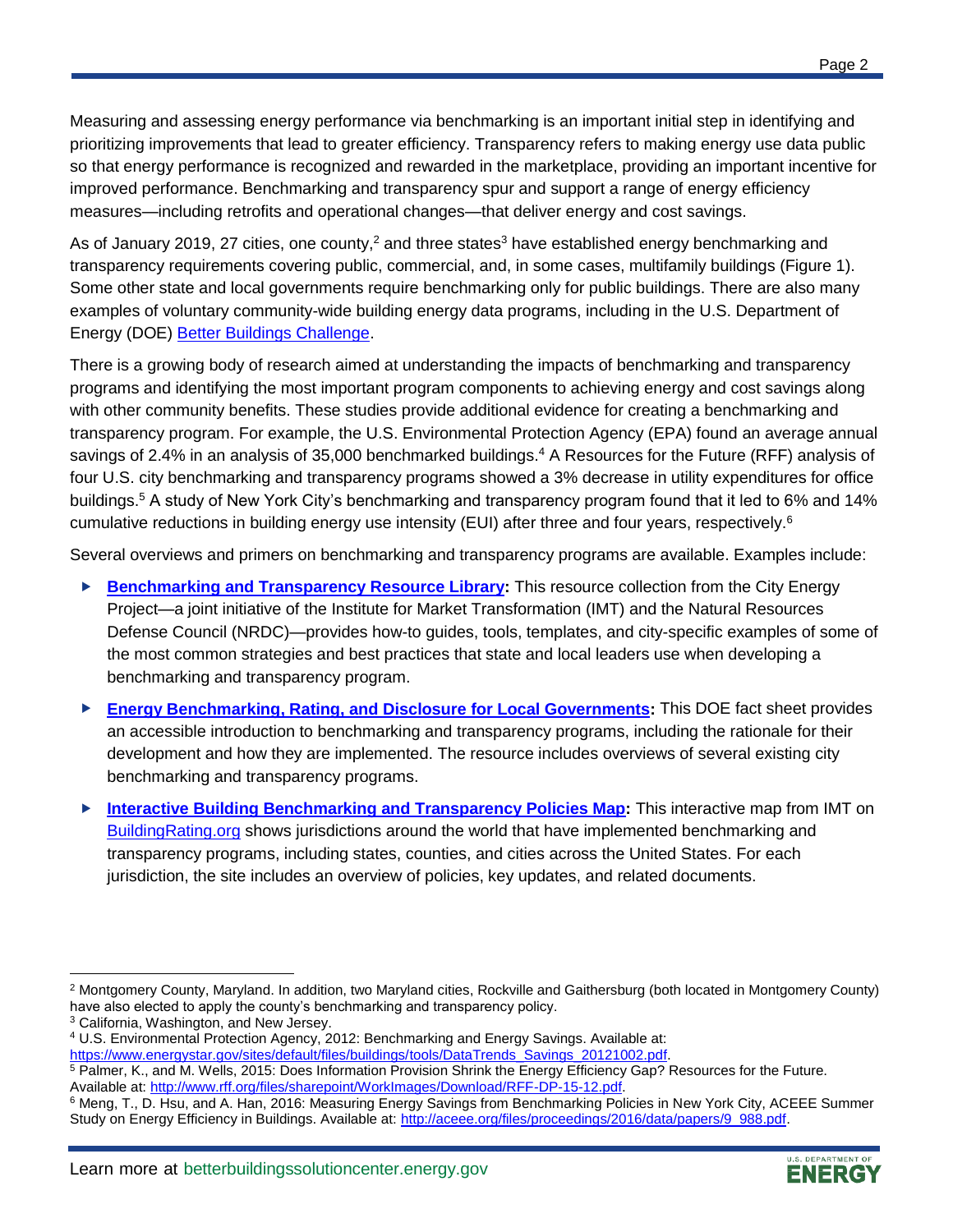Measuring and assessing energy performance via benchmarking is an important initial step in identifying and prioritizing improvements that lead to greater efficiency. Transparency refers to making energy use data public so that energy performance is recognized and rewarded in the marketplace, providing an important incentive for improved performance. Benchmarking and transparency spur and support a range of energy efficiency measures—including retrofits and operational changes—that deliver energy and cost savings.

As of January 2019, 27 cities, one county,[2] and three states[3] have established energy benchmarking and transparency requirements covering public, commercial, and, in some cases, multifamily buildings (Figure 1). Some other state and local governments require benchmarking only for public buildings. There are also many examples of voluntary community-wide building energy data programs, including in the U.S. Department of Energy (DOE) Better Buildings Challenge.

There is a growing body of research aimed at understanding the impacts of benchmarking and transparency programs and identifying the most important program components to achieving energy and cost savings along with other community benefits. These studies provide additional evidence for creating a benchmarking and transparency program. For example, the U.S. Environmental Protection Agency (EPA) found an average annual savings of 2.4% in an analysis of 35,000 benchmarked buildings.[4] A Resources for the Future (RFF) analysis of four U.S. city benchmarking and transparency programs showed a 3% decrease in utility expenditures for office buildings.[5] A study of New York City's benchmarking and transparency program found that it led to 6% and 14% cumulative reductions in building energy use intensity (EUI) after three and four years, respectively.[6]

Several overviews and primers on benchmarking and transparency programs are available. Examples include:

- **Benchmarking and Transparency Resource Library:** This resource collection from the City Energy Project—a joint initiative of the Institute for Market Transformation (IMT) and the Natural Resources Defense Council (NRDC)—provides how-to guides, tools, templates, and city-specific examples of some of the most common strategies and best practices that state and local leaders use when developing a benchmarking and transparency program.
- **Energy Benchmarking, Rating, and Disclosure for Local Governments:** This DOE fact sheet provides an accessible introduction to benchmarking and transparency programs, including the rationale for their development and how they are implemented. The resource includes overviews of several existing city benchmarking and transparency programs.
- **Interactive Building Benchmarking and Transparency Policies Map:** This interactive map from IMT on BuildingRating.org shows jurisdictions around the world that have implemented benchmarking and transparency programs, including states, counties, and cities across the United States. For each jurisdiction, the site includes an overview of policies, key updates, and related documents.

---

[2] Montgomery County, Maryland. In addition, two Maryland cities, Rockville and Gaithersburg (both located in Montgomery County) have also elected to apply the county's benchmarking and transparency policy.

[3] California, Washington, and New Jersey.

[4] U.S. Environmental Protection Agency, 2012: Benchmarking and Energy Savings. Available at: https://www.energystar.gov/sites/default/files/buildings/tools/DataTrends_Savings_20121002.pdf.

[5] Palmer, K., and M. Wells, 2015: Does Information Provision Shrink the Energy Efficiency Gap? Resources for the Future. Available at: http://www.rff.org/files/sharepoint/WorkImages/Download/RFF-DP-15-12.pdf.

[6] Meng, T., D. Hsu, and A. Han, 2016: Measuring Energy Savings from Benchmarking Policies in New York City, ACEEE Summer Study on Energy Efficiency in Buildings. Available at: http://aceee.org/files/proceedings/2016/data/papers/9_988.pdf.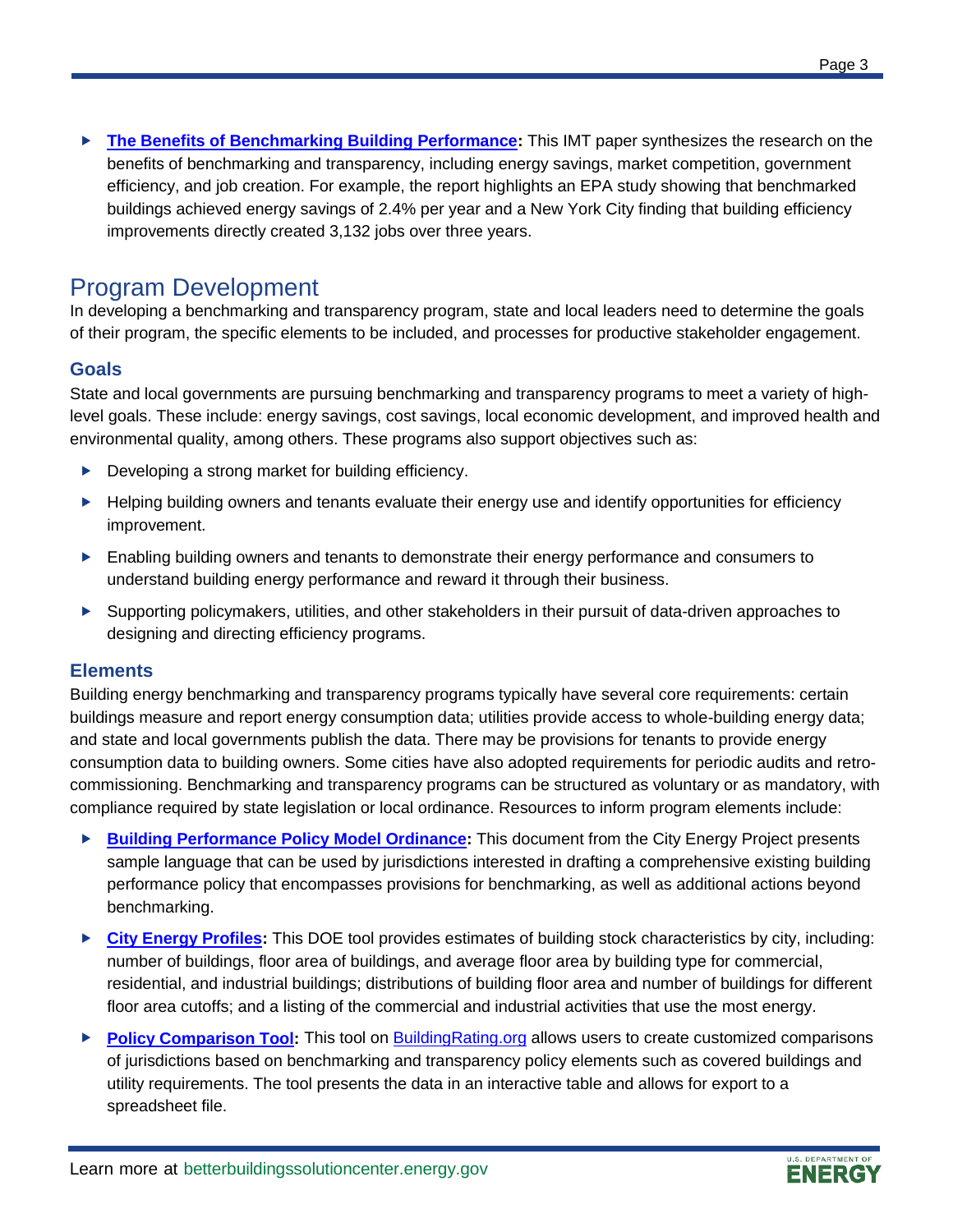- **The Benefits of Benchmarking Building Performance:** This IMT paper synthesizes the research on the benefits of benchmarking and transparency, including energy savings, market competition, government efficiency, and job creation. For example, the report highlights an EPA study showing that benchmarked buildings achieved energy savings of 2.4% per year and a New York City finding that building efficiency improvements directly created 3,132 jobs over three years.

# Program Development

In developing a benchmarking and transparency program, state and local leaders need to determine the goals of their program, the specific elements to be included, and processes for productive stakeholder engagement.

## Goals

State and local governments are pursuing benchmarking and transparency programs to meet a variety of high-level goals. These include: energy savings, cost savings, local economic development, and improved health and environmental quality, among others. These programs also support objectives such as:

- Developing a strong market for building efficiency.
- Helping building owners and tenants evaluate their energy use and identify opportunities for efficiency improvement.
- Enabling building owners and tenants to demonstrate their energy performance and consumers to understand building energy performance and reward it through their business.
- Supporting policymakers, utilities, and other stakeholders in their pursuit of data-driven approaches to designing and directing efficiency programs.

## Elements

Building energy benchmarking and transparency programs typically have several core requirements: certain buildings measure and report energy consumption data; utilities provide access to whole-building energy data; and state and local governments publish the data. There may be provisions for tenants to provide energy consumption data to building owners. Some cities have also adopted requirements for periodic audits and retro-commissioning. Benchmarking and transparency programs can be structured as voluntary or as mandatory, with compliance required by state legislation or local ordinance. Resources to inform program elements include:

- **Building Performance Policy Model Ordinance:** This document from the City Energy Project presents sample language that can be used by jurisdictions interested in drafting a comprehensive existing building performance policy that encompasses provisions for benchmarking, as well as additional actions beyond benchmarking.
- **City Energy Profiles:** This DOE tool provides estimates of building stock characteristics by city, including: number of buildings, floor area of buildings, and average floor area by building type for commercial, residential, and industrial buildings; distributions of building floor area and number of buildings for different floor area cutoffs; and a listing of the commercial and industrial activities that use the most energy.
- **Policy Comparison Tool:** This tool on BuildingRating.org allows users to create customized comparisons of jurisdictions based on benchmarking and transparency policy elements such as covered buildings and utility requirements. The tool presents the data in an interactive table and allows for export to a spreadsheet file.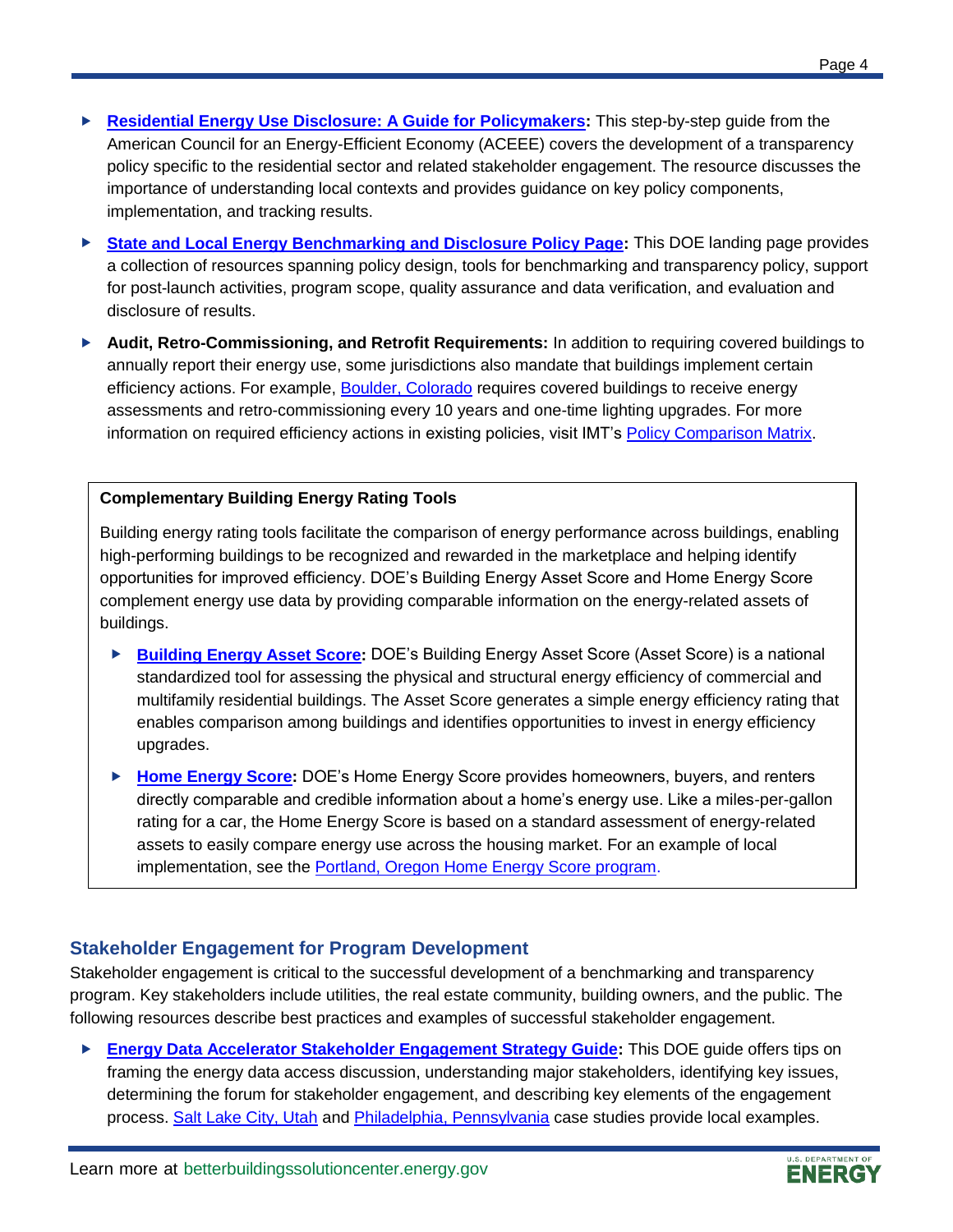- **Residential Energy Use Disclosure: A Guide for Policymakers:** This step-by-step guide from the American Council for an Energy-Efficient Economy (ACEEE) covers the development of a transparency policy specific to the residential sector and related stakeholder engagement. The resource discusses the importance of understanding local contexts and provides guidance on key policy components, implementation, and tracking results.
- **State and Local Energy Benchmarking and Disclosure Policy Page:** This DOE landing page provides a collection of resources spanning policy design, tools for benchmarking and transparency policy, support for post-launch activities, program scope, quality assurance and data verification, and evaluation and disclosure of results.
- **Audit, Retro-Commissioning, and Retrofit Requirements:** In addition to requiring covered buildings to annually report their energy use, some jurisdictions also mandate that buildings implement certain efficiency actions. For example, Boulder, Colorado requires covered buildings to receive energy assessments and retro-commissioning every 10 years and one-time lighting upgrades. For more information on required efficiency actions in existing policies, visit IMT's Policy Comparison Matrix.

**Complementary Building Energy Rating Tools**

Building energy rating tools facilitate the comparison of energy performance across buildings, enabling high-performing buildings to be recognized and rewarded in the marketplace and helping identify opportunities for improved efficiency. DOE's Building Energy Asset Score and Home Energy Score complement energy use data by providing comparable information on the energy-related assets of buildings.

- **Building Energy Asset Score:** DOE's Building Energy Asset Score (Asset Score) is a national standardized tool for assessing the physical and structural energy efficiency of commercial and multifamily residential buildings. The Asset Score generates a simple energy efficiency rating that enables comparison among buildings and identifies opportunities to invest in energy efficiency upgrades.
- **Home Energy Score:** DOE's Home Energy Score provides homeowners, buyers, and renters directly comparable and credible information about a home's energy use. Like a miles-per-gallon rating for a car, the Home Energy Score is based on a standard assessment of energy-related assets to easily compare energy use across the housing market. For an example of local implementation, see the Portland, Oregon Home Energy Score program.

## Stakeholder Engagement for Program Development

Stakeholder engagement is critical to the successful development of a benchmarking and transparency program. Key stakeholders include utilities, the real estate community, building owners, and the public. The following resources describe best practices and examples of successful stakeholder engagement.

- **Energy Data Accelerator Stakeholder Engagement Strategy Guide:** This DOE guide offers tips on framing the energy data access discussion, understanding major stakeholders, identifying key issues, determining the forum for stakeholder engagement, and describing key elements of the engagement process. Salt Lake City, Utah and Philadelphia, Pennsylvania case studies provide local examples.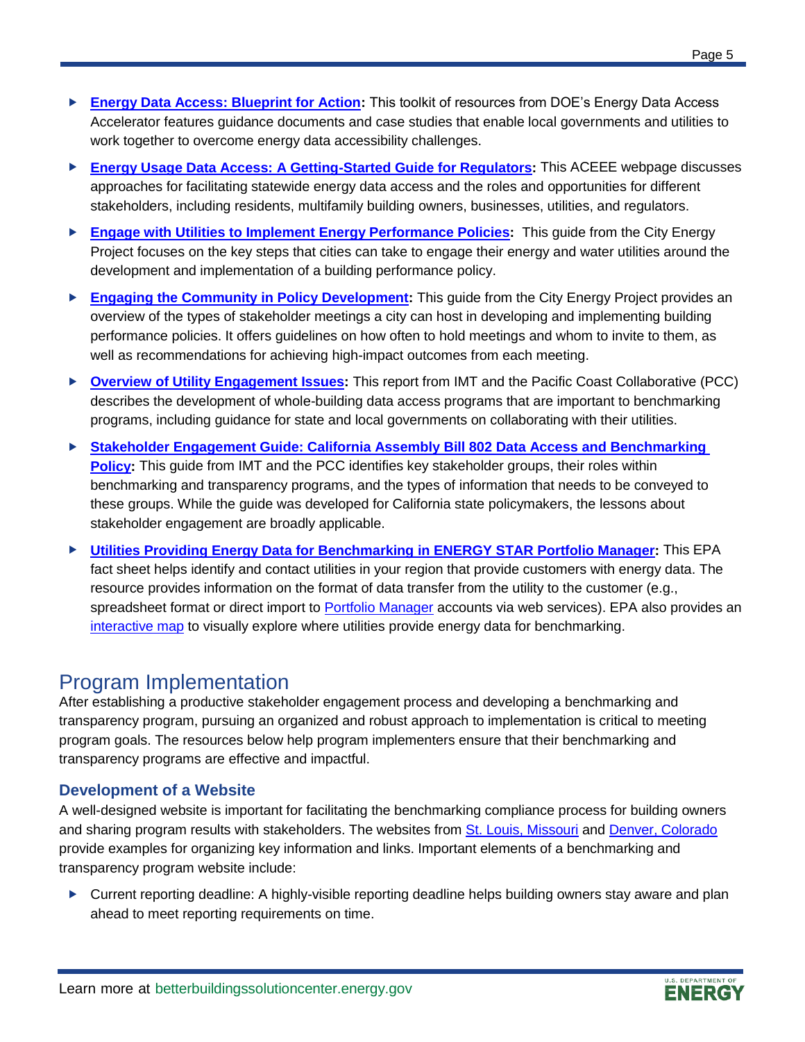- **Energy Data Access: Blueprint for Action:** This toolkit of resources from DOE's Energy Data Access Accelerator features guidance documents and case studies that enable local governments and utilities to work together to overcome energy data accessibility challenges.
- **Energy Usage Data Access: A Getting-Started Guide for Regulators:** This ACEEE webpage discusses approaches for facilitating statewide energy data access and the roles and opportunities for different stakeholders, including residents, multifamily building owners, businesses, utilities, and regulators.
- **Engage with Utilities to Implement Energy Performance Policies:** This guide from the City Energy Project focuses on the key steps that cities can take to engage their energy and water utilities around the development and implementation of a building performance policy.
- **Engaging the Community in Policy Development:** This guide from the City Energy Project provides an overview of the types of stakeholder meetings a city can host in developing and implementing building performance policies. It offers guidelines on how often to hold meetings and whom to invite to them, as well as recommendations for achieving high-impact outcomes from each meeting.
- **Overview of Utility Engagement Issues:** This report from IMT and the Pacific Coast Collaborative (PCC) describes the development of whole-building data access programs that are important to benchmarking programs, including guidance for state and local governments on collaborating with their utilities.
- **Stakeholder Engagement Guide: California Assembly Bill 802 Data Access and Benchmarking Policy:** This guide from IMT and the PCC identifies key stakeholder groups, their roles within benchmarking and transparency programs, and the types of information that needs to be conveyed to these groups. While the guide was developed for California state policymakers, the lessons about stakeholder engagement are broadly applicable.
- **Utilities Providing Energy Data for Benchmarking in ENERGY STAR Portfolio Manager:** This EPA fact sheet helps identify and contact utilities in your region that provide customers with energy data. The resource provides information on the format of data transfer from the utility to the customer (e.g., spreadsheet format or direct import to Portfolio Manager accounts via web services). EPA also provides an interactive map to visually explore where utilities provide energy data for benchmarking.

# Program Implementation

After establishing a productive stakeholder engagement process and developing a benchmarking and transparency program, pursuing an organized and robust approach to implementation is critical to meeting program goals. The resources below help program implementers ensure that their benchmarking and transparency programs are effective and impactful.

## Development of a Website

A well-designed website is important for facilitating the benchmarking compliance process for building owners and sharing program results with stakeholders. The websites from St. Louis, Missouri and Denver, Colorado provide examples for organizing key information and links. Important elements of a benchmarking and transparency program website include:

- Current reporting deadline: A highly-visible reporting deadline helps building owners stay aware and plan ahead to meet reporting requirements on time.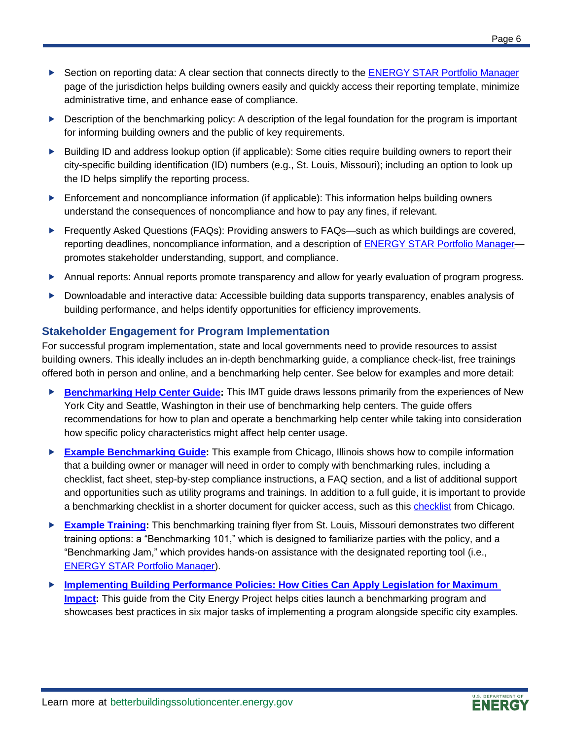- Section on reporting data: A clear section that connects directly to the ENERGY STAR Portfolio Manager page of the jurisdiction helps building owners easily and quickly access their reporting template, minimize administrative time, and enhance ease of compliance.
- Description of the benchmarking policy: A description of the legal foundation for the program is important for informing building owners and the public of key requirements.
- Building ID and address lookup option (if applicable): Some cities require building owners to report their city-specific building identification (ID) numbers (e.g., St. Louis, Missouri); including an option to look up the ID helps simplify the reporting process.
- Enforcement and noncompliance information (if applicable): This information helps building owners understand the consequences of noncompliance and how to pay any fines, if relevant.
- Frequently Asked Questions (FAQs): Providing answers to FAQs—such as which buildings are covered, reporting deadlines, noncompliance information, and a description of ENERGY STAR Portfolio Manager—promotes stakeholder understanding, support, and compliance.
- Annual reports: Annual reports promote transparency and allow for yearly evaluation of program progress.
- Downloadable and interactive data: Accessible building data supports transparency, enables analysis of building performance, and helps identify opportunities for efficiency improvements.

## Stakeholder Engagement for Program Implementation

For successful program implementation, state and local governments need to provide resources to assist building owners. This ideally includes an in-depth benchmarking guide, a compliance check-list, free trainings offered both in person and online, and a benchmarking help center. See below for examples and more detail:

- **Benchmarking Help Center Guide:** This IMT guide draws lessons primarily from the experiences of New York City and Seattle, Washington in their use of benchmarking help centers. The guide offers recommendations for how to plan and operate a benchmarking help center while taking into consideration how specific policy characteristics might affect help center usage.
- **Example Benchmarking Guide:** This example from Chicago, Illinois shows how to compile information that a building owner or manager will need in order to comply with benchmarking rules, including a checklist, fact sheet, step-by-step compliance instructions, a FAQ section, and a list of additional support and opportunities such as utility programs and trainings. In addition to a full guide, it is important to provide a benchmarking checklist in a shorter document for quicker access, such as this checklist from Chicago.
- **Example Training:** This benchmarking training flyer from St. Louis, Missouri demonstrates two different training options: a "Benchmarking 101," which is designed to familiarize parties with the policy, and a "Benchmarking Jam," which provides hands-on assistance with the designated reporting tool (i.e., ENERGY STAR Portfolio Manager).
- **Implementing Building Performance Policies: How Cities Can Apply Legislation for Maximum Impact:** This guide from the City Energy Project helps cities launch a benchmarking program and showcases best practices in six major tasks of implementing a program alongside specific city examples.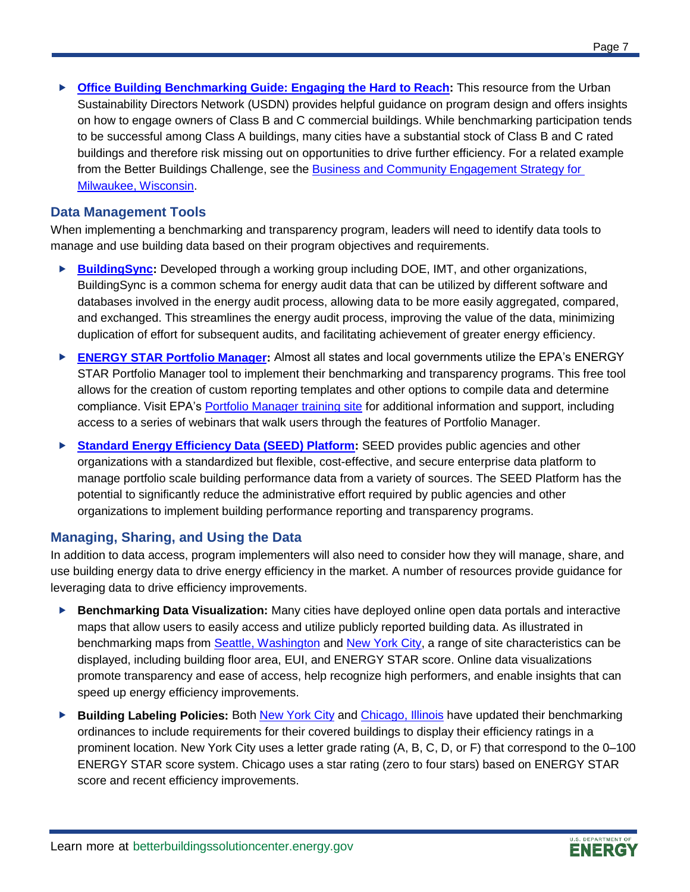- **Office Building Benchmarking Guide: Engaging the Hard to Reach:** This resource from the Urban Sustainability Directors Network (USDN) provides helpful guidance on program design and offers insights on how to engage owners of Class B and C commercial buildings. While benchmarking participation tends to be successful among Class A buildings, many cities have a substantial stock of Class B and C rated buildings and therefore risk missing out on opportunities to drive further efficiency. For a related example from the Better Buildings Challenge, see the Business and Community Engagement Strategy for Milwaukee, Wisconsin.

## Data Management Tools

When implementing a benchmarking and transparency program, leaders will need to identify data tools to manage and use building data based on their program objectives and requirements.

- **BuildingSync:** Developed through a working group including DOE, IMT, and other organizations, BuildingSync is a common schema for energy audit data that can be utilized by different software and databases involved in the energy audit process, allowing data to be more easily aggregated, compared, and exchanged. This streamlines the energy audit process, improving the value of the data, minimizing duplication of effort for subsequent audits, and facilitating achievement of greater energy efficiency.
- **ENERGY STAR Portfolio Manager:** Almost all states and local governments utilize the EPA's ENERGY STAR Portfolio Manager tool to implement their benchmarking and transparency programs. This free tool allows for the creation of custom reporting templates and other options to compile data and determine compliance. Visit EPA's Portfolio Manager training site for additional information and support, including access to a series of webinars that walk users through the features of Portfolio Manager.
- **Standard Energy Efficiency Data (SEED) Platform:** SEED provides public agencies and other organizations with a standardized but flexible, cost-effective, and secure enterprise data platform to manage portfolio scale building performance data from a variety of sources. The SEED Platform has the potential to significantly reduce the administrative effort required by public agencies and other organizations to implement building performance reporting and transparency programs.

## Managing, Sharing, and Using the Data

In addition to data access, program implementers will also need to consider how they will manage, share, and use building energy data to drive energy efficiency in the market. A number of resources provide guidance for leveraging data to drive efficiency improvements.

- **Benchmarking Data Visualization:** Many cities have deployed online open data portals and interactive maps that allow users to easily access and utilize publicly reported building data. As illustrated in benchmarking maps from Seattle, Washington and New York City, a range of site characteristics can be displayed, including building floor area, EUI, and ENERGY STAR score. Online data visualizations promote transparency and ease of access, help recognize high performers, and enable insights that can speed up energy efficiency improvements.
- **Building Labeling Policies:** Both New York City and Chicago, Illinois have updated their benchmarking ordinances to include requirements for their covered buildings to display their efficiency ratings in a prominent location. New York City uses a letter grade rating (A, B, C, D, or F) that correspond to the 0–100 ENERGY STAR score system. Chicago uses a star rating (zero to four stars) based on ENERGY STAR score and recent efficiency improvements.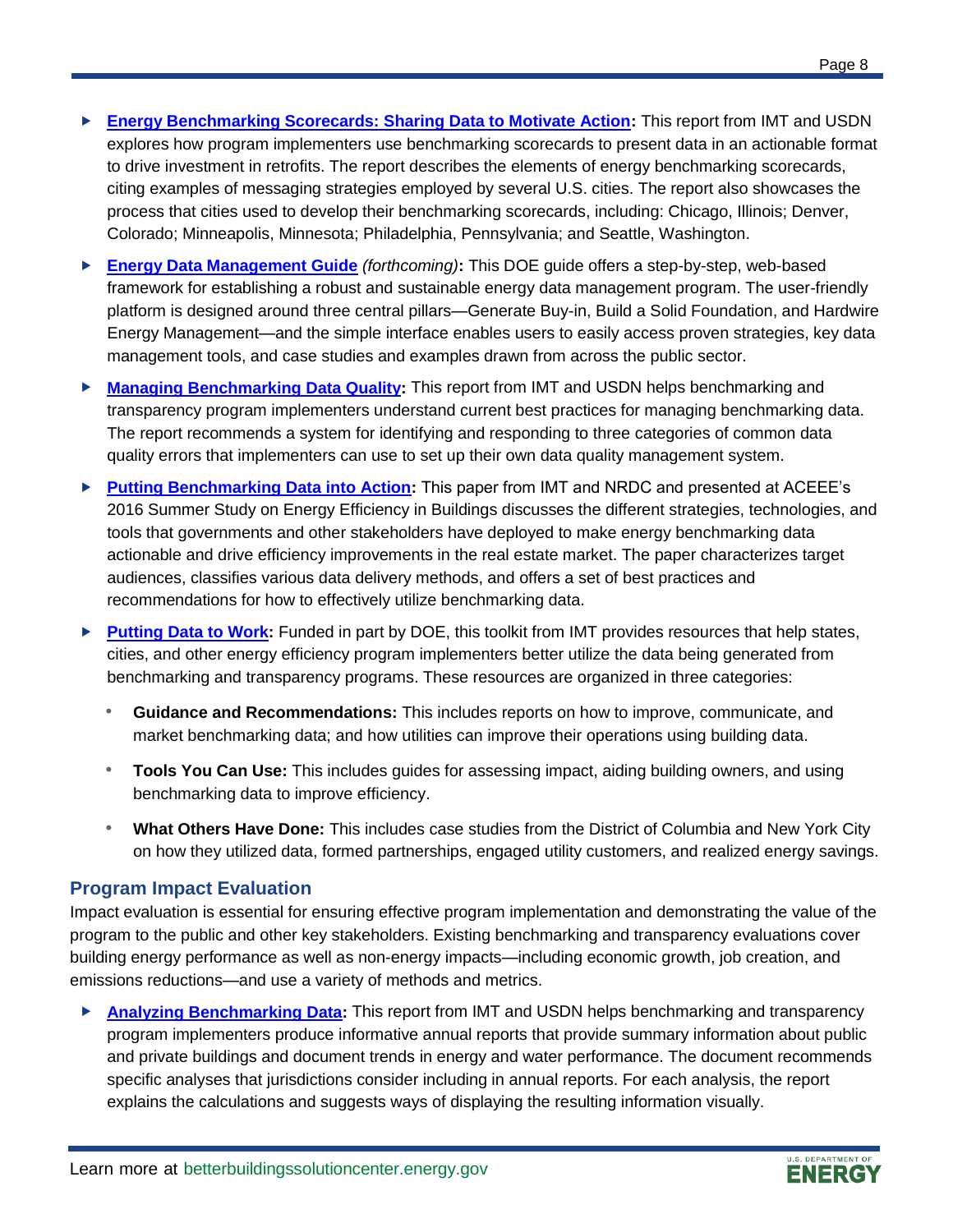- **Energy Benchmarking Scorecards: Sharing Data to Motivate Action:** This report from IMT and USDN explores how program implementers use benchmarking scorecards to present data in an actionable format to drive investment in retrofits. The report describes the elements of energy benchmarking scorecards, citing examples of messaging strategies employed by several U.S. cities. The report also showcases the process that cities used to develop their benchmarking scorecards, including: Chicago, Illinois; Denver, Colorado; Minneapolis, Minnesota; Philadelphia, Pennsylvania; and Seattle, Washington.
- **Energy Data Management Guide** *(forthcoming)***:** This DOE guide offers a step-by-step, web-based framework for establishing a robust and sustainable energy data management program. The user-friendly platform is designed around three central pillars—Generate Buy-in, Build a Solid Foundation, and Hardwire Energy Management—and the simple interface enables users to easily access proven strategies, key data management tools, and case studies and examples drawn from across the public sector.
- **Managing Benchmarking Data Quality:** This report from IMT and USDN helps benchmarking and transparency program implementers understand current best practices for managing benchmarking data. The report recommends a system for identifying and responding to three categories of common data quality errors that implementers can use to set up their own data quality management system.
- **Putting Benchmarking Data into Action:** This paper from IMT and NRDC and presented at ACEEE's 2016 Summer Study on Energy Efficiency in Buildings discusses the different strategies, technologies, and tools that governments and other stakeholders have deployed to make energy benchmarking data actionable and drive efficiency improvements in the real estate market. The paper characterizes target audiences, classifies various data delivery methods, and offers a set of best practices and recommendations for how to effectively utilize benchmarking data.
- **Putting Data to Work:** Funded in part by DOE, this toolkit from IMT provides resources that help states, cities, and other energy efficiency program implementers better utilize the data being generated from benchmarking and transparency programs. These resources are organized in three categories:
  - **Guidance and Recommendations:** This includes reports on how to improve, communicate, and market benchmarking data; and how utilities can improve their operations using building data.
  - **Tools You Can Use:** This includes guides for assessing impact, aiding building owners, and using benchmarking data to improve efficiency.
  - **What Others Have Done:** This includes case studies from the District of Columbia and New York City on how they utilized data, formed partnerships, engaged utility customers, and realized energy savings.

### Program Impact Evaluation

Impact evaluation is essential for ensuring effective program implementation and demonstrating the value of the program to the public and other key stakeholders. Existing benchmarking and transparency evaluations cover building energy performance as well as non-energy impacts—including economic growth, job creation, and emissions reductions—and use a variety of methods and metrics.

- **Analyzing Benchmarking Data:** This report from IMT and USDN helps benchmarking and transparency program implementers produce informative annual reports that provide summary information about public and private buildings and document trends in energy and water performance. The document recommends specific analyses that jurisdictions consider including in annual reports. For each analysis, the report explains the calculations and suggests ways of displaying the resulting information visually.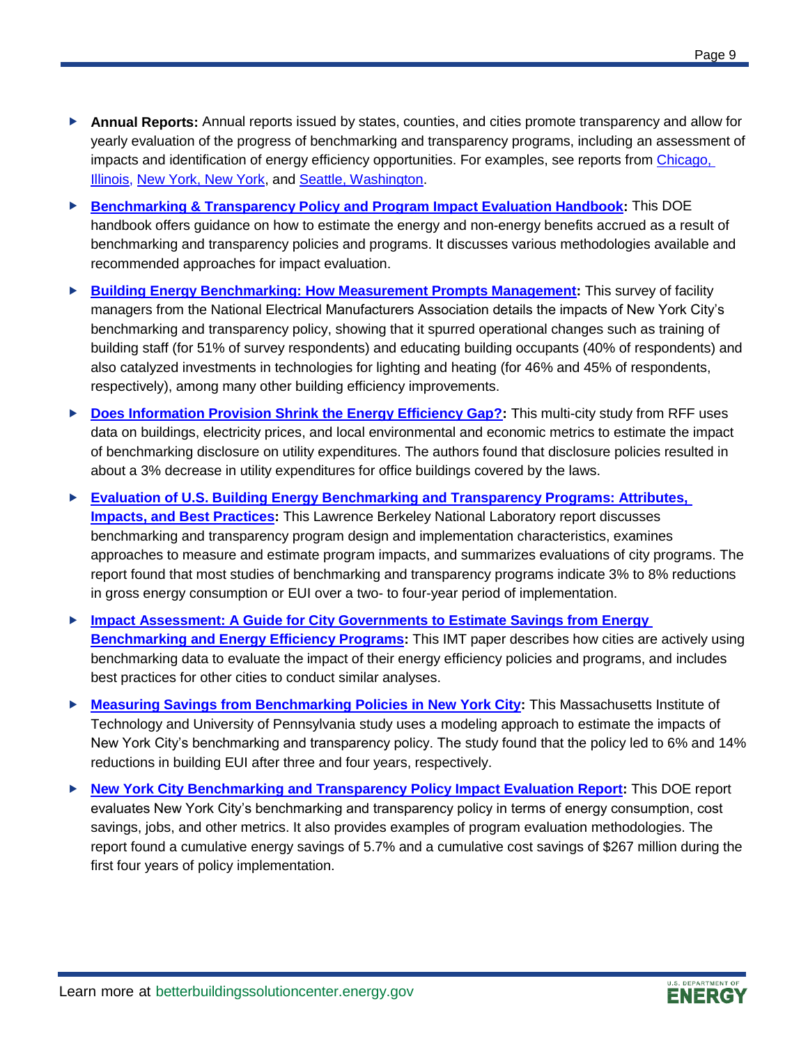- **Annual Reports:** Annual reports issued by states, counties, and cities promote transparency and allow for yearly evaluation of the progress of benchmarking and transparency programs, including an assessment of impacts and identification of energy efficiency opportunities. For examples, see reports from Chicago, Illinois, New York, New York, and Seattle, Washington.
- **Benchmarking & Transparency Policy and Program Impact Evaluation Handbook:** This DOE handbook offers guidance on how to estimate the energy and non-energy benefits accrued as a result of benchmarking and transparency policies and programs. It discusses various methodologies available and recommended approaches for impact evaluation.
- **Building Energy Benchmarking: How Measurement Prompts Management:** This survey of facility managers from the National Electrical Manufacturers Association details the impacts of New York City's benchmarking and transparency policy, showing that it spurred operational changes such as training of building staff (for 51% of survey respondents) and educating building occupants (40% of respondents) and also catalyzed investments in technologies for lighting and heating (for 46% and 45% of respondents, respectively), among many other building efficiency improvements.
- **Does Information Provision Shrink the Energy Efficiency Gap?:** This multi-city study from RFF uses data on buildings, electricity prices, and local environmental and economic metrics to estimate the impact of benchmarking disclosure on utility expenditures. The authors found that disclosure policies resulted in about a 3% decrease in utility expenditures for office buildings covered by the laws.
- **Evaluation of U.S. Building Energy Benchmarking and Transparency Programs: Attributes, Impacts, and Best Practices:** This Lawrence Berkeley National Laboratory report discusses benchmarking and transparency program design and implementation characteristics, examines approaches to measure and estimate program impacts, and summarizes evaluations of city programs. The report found that most studies of benchmarking and transparency programs indicate 3% to 8% reductions in gross energy consumption or EUI over a two- to four-year period of implementation.
- **Impact Assessment: A Guide for City Governments to Estimate Savings from Energy Benchmarking and Energy Efficiency Programs:** This IMT paper describes how cities are actively using benchmarking data to evaluate the impact of their energy efficiency policies and programs, and includes best practices for other cities to conduct similar analyses.
- **Measuring Savings from Benchmarking Policies in New York City:** This Massachusetts Institute of Technology and University of Pennsylvania study uses a modeling approach to estimate the impacts of New York City's benchmarking and transparency policy. The study found that the policy led to 6% and 14% reductions in building EUI after three and four years, respectively.
- **New York City Benchmarking and Transparency Policy Impact Evaluation Report:** This DOE report evaluates New York City's benchmarking and transparency policy in terms of energy consumption, cost savings, jobs, and other metrics. It also provides examples of program evaluation methodologies. The report found a cumulative energy savings of 5.7% and a cumulative cost savings of $267 million during the first four years of policy implementation.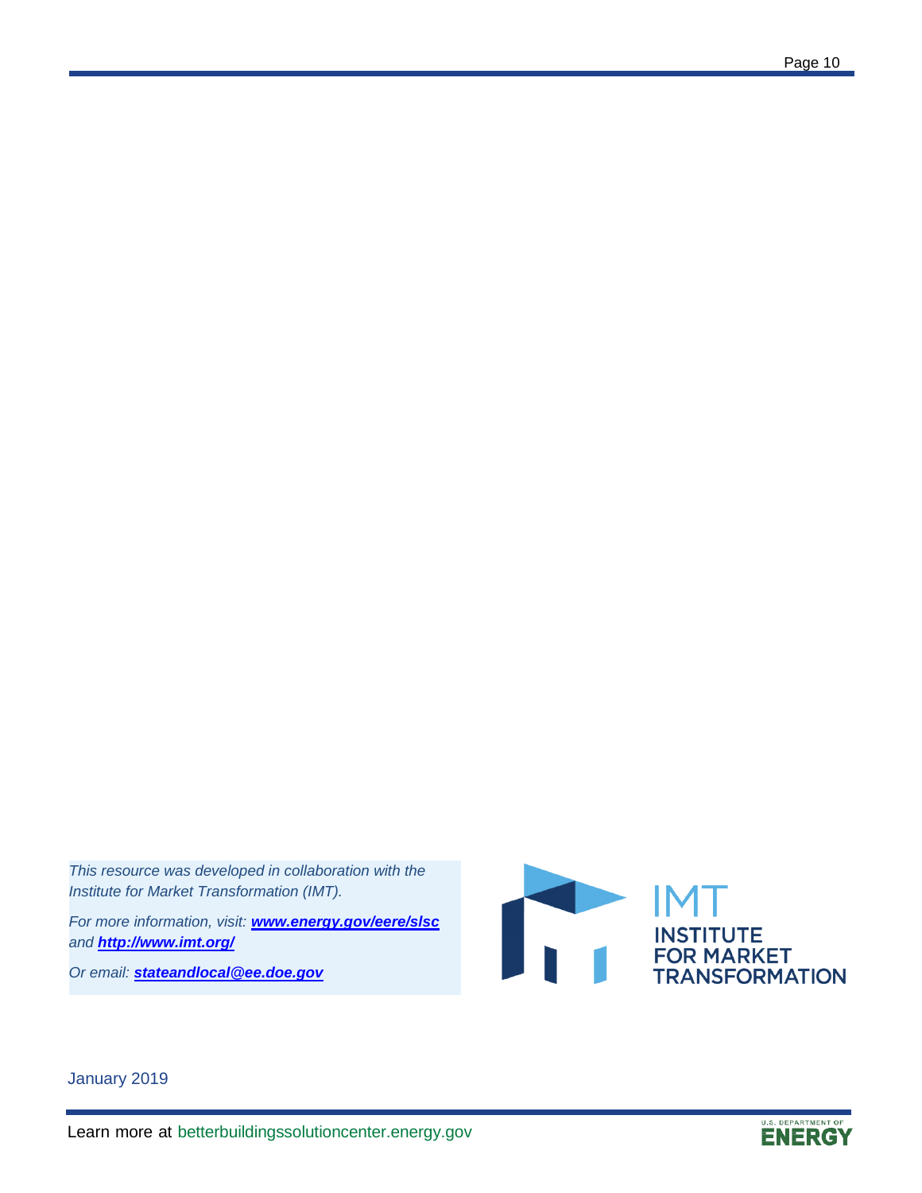*This resource was developed in collaboration with the Institute for Market Transformation (IMT).*

*For more information, visit:* ***www.energy.gov/eere/slsc*** *and* ***http://www.imt.org/***

*Or email:* ***stateandlocal@ee.doe.gov***

IMT
INSTITUTE
FOR MARKET
TRANSFORMATION

January 2019

Learn more at betterbuildingssolutioncenter.energy.gov